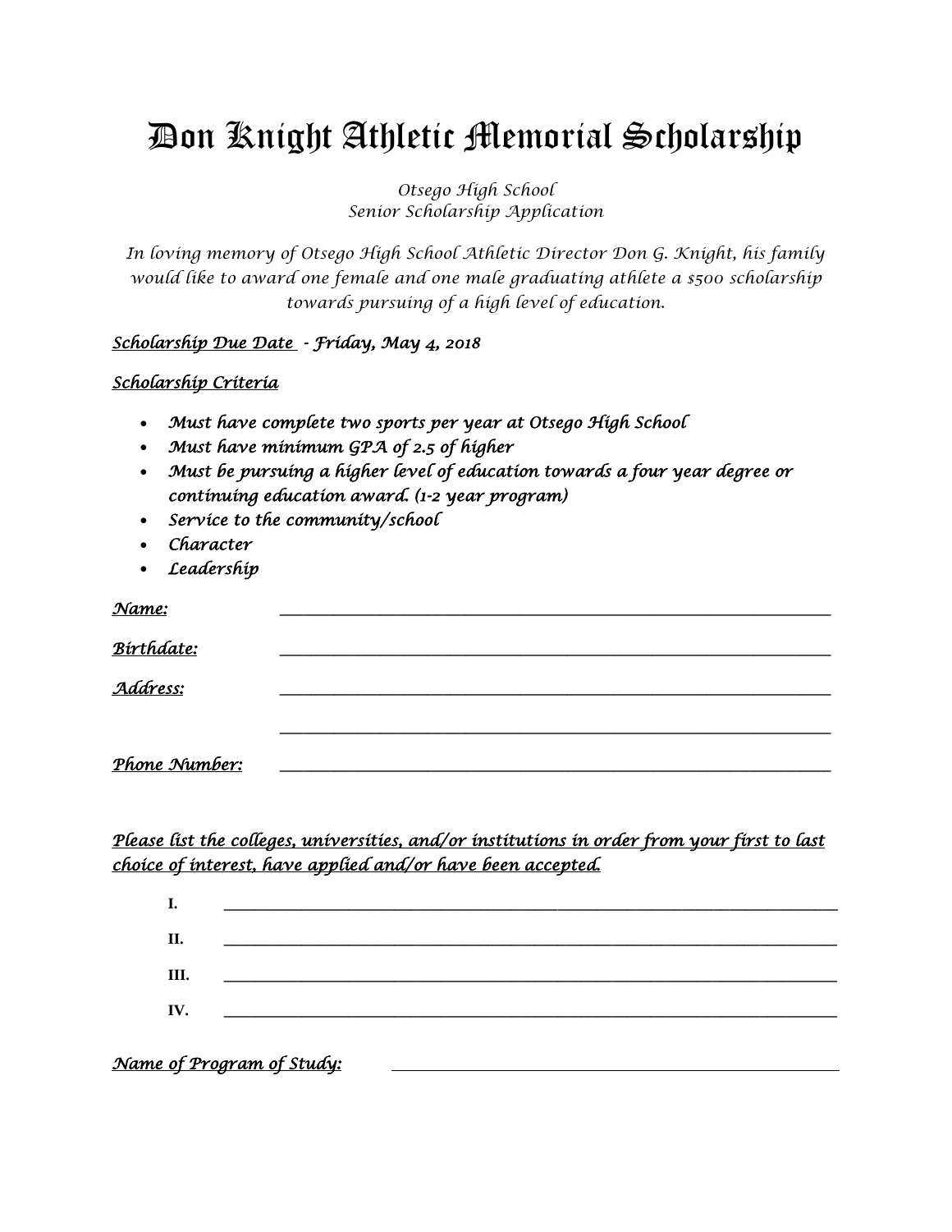# Don Knight Athletic Memorial Scholarship

*Otsego High School*
*Senior Scholarship Application*

*In loving memory of Otsego High School Athletic Director Don G. Knight, his family would like to award one female and one male graduating athlete a $500 scholarship towards pursuing of a high level of education.*

***Scholarship Due Date*** ***- Friday, May 4, 2018***

***Scholarship Criteria***

- ***Must have complete two sports per year at Otsego High School***
- ***Must have minimum GPA of 2.5 of higher***
- ***Must be pursuing a higher level of education towards a four year degree or continuing education award. (1-2 year program)***
- ***Service to the community/school***
- ***Character***
- ***Leadership***

***Name:*** ______________________________________________

***Birthdate:*** ______________________________________________

***Address:*** ______________________________________________

______________________________________________

***Phone Number:*** ______________________________________________

***Please list the colleges, universities, and/or institutions in order from your first to last choice of interest, have applied and/or have been accepted.***

**I.** ______________________________________________

**II.** ______________________________________________

**III.** ______________________________________________

**IV.** ______________________________________________

***Name of Program of Study:*** ______________________________________________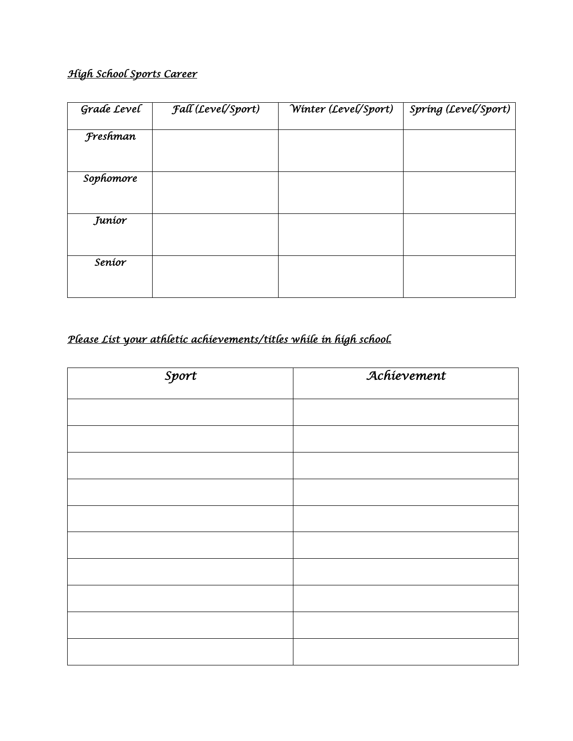*__High School Sports Career__*

| *Grade Level* | *Fall (Level/Sport)* | *Winter (Level/Sport)* | *Spring (Level/Sport)* |
|---|---|---|---|
| *Freshman* | | | |
| *Sophomore* | | | |
| *Junior* | | | |
| *Senior* | | | |

*__Please List your athletic achievements/titles while in high school.__*

| *Sport* | *Achievement* |
|---|---|
| | |
| | |
| | |
| | |
| | |
| | |
| | |
| | |
| | |
| | |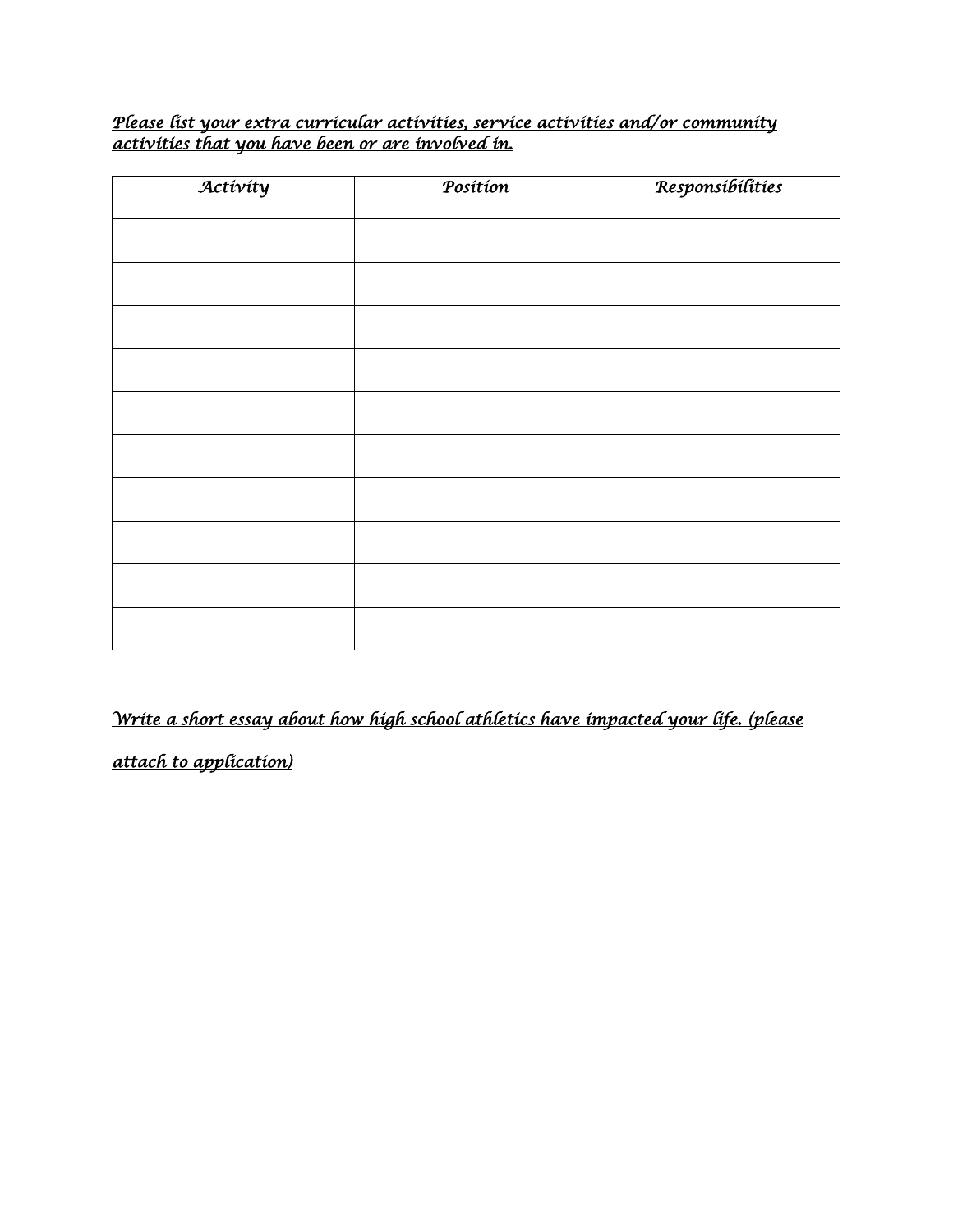***Please list your extra curricular activities, service activities and/or community activities that you have been or are involved in.***

| *Activity* | *Position* | *Responsibilities* |
| --- | --- | --- |
| | | |
| | | |
| | | |
| | | |
| | | |
| | | |
| | | |
| | | |
| | | |
| | | |

***Write a short essay about how high school athletics have impacted your life. (please attach to application)***